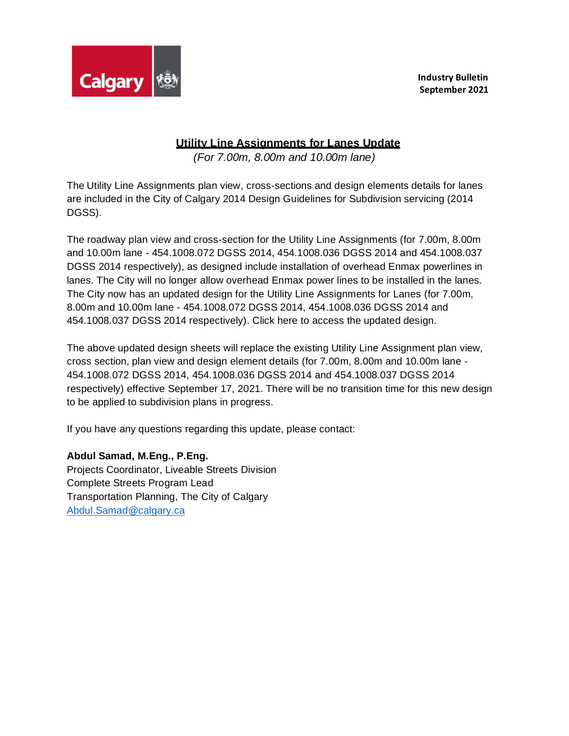**Industry Bulletin**
**September 2021**

# Utility Line Assignments for Lanes Update

*(For 7.00m, 8.00m and 10.00m lane)*

The Utility Line Assignments plan view, cross-sections and design elements details for lanes are included in the City of Calgary 2014 Design Guidelines for Subdivision servicing (2014 DGSS).

The roadway plan view and cross-section for the Utility Line Assignments (for 7.00m, 8.00m and 10.00m lane - 454.1008.072 DGSS 2014, 454.1008.036 DGSS 2014 and 454.1008.037 DGSS 2014 respectively), as designed include installation of overhead Enmax powerlines in lanes. The City will no longer allow overhead Enmax power lines to be installed in the lanes. The City now has an updated design for the Utility Line Assignments for Lanes (for 7.00m, 8.00m and 10.00m lane - 454.1008.072 DGSS 2014, 454.1008.036 DGSS 2014 and 454.1008.037 DGSS 2014 respectively). Click here to access the updated design.

The above updated design sheets will replace the existing Utility Line Assignment plan view, cross section, plan view and design element details (for 7.00m, 8.00m and 10.00m lane - 454.1008.072 DGSS 2014, 454.1008.036 DGSS 2014 and 454.1008.037 DGSS 2014 respectively) effective September 17, 2021. There will be no transition time for this new design to be applied to subdivision plans in progress.

If you have any questions regarding this update, please contact:

**Abdul Samad, M.Eng., P.Eng.**
Projects Coordinator, Liveable Streets Division
Complete Streets Program Lead
Transportation Planning, The City of Calgary
Abdul.Samad@calgary.ca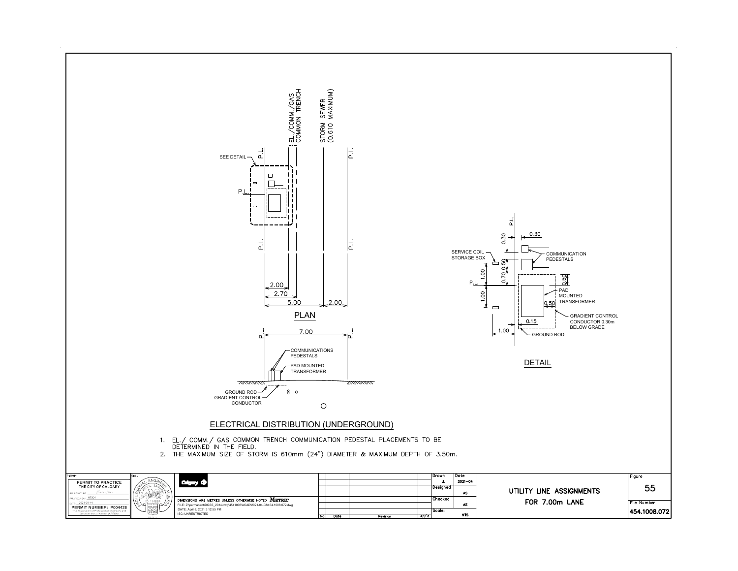EL./COMM./GAS COMMON TRENCH

STORM SEWER (0.610 MAXIMUM)

SEE DETAIL

P.L.

2.00

2.70

5.00

2.00

PLAN

7.00

COMMUNICATIONS PEDESTALS

PAD MOUNTED TRANSFORMER

GROUND ROD

GRADIENT CONTROL CONDUCTOR

0.30

0.30

SERVICE COIL STORAGE BOX

COMMUNICATION PEDESTALS

1.00

0.70

0.50

0.50

1.00

PAD MOUNTED TRANSFORMER

0.50

GRADIENT CONTROL CONDUCTOR 0.30m BELOW GRADE

0.15

1.00

GROUND ROD

DETAIL

## ELECTRICAL DISTRIBUTION (UNDERGROUND)

1. EL./ COMM./ GAS COMMON TRENCH COMMUNICATION PEDESTAL PLACEMENTS TO BE DETERMINED IN THE FIELD.
2. THE MAXIMUM SIZE OF STORM IS 610mm (24") DIAMETER & MAXIMUM DEPTH OF 3.50m.

PERMIT TO PRACTICE THE CITY OF CALGARY

PERMIT NUMBER: P004428

The Association of Professional Engineers and Geoscientists of Alberta (APEGA)

DIMENSIONS ARE METRES UNLESS OTHERWISE NOTED **METRIC**

FILE: Z:\permanent\DGSS_2014\dwg\454100B\ACAD\2021-04-08\454.1008.072.dwg

DATE: April 8, 2021 3:12:55 PM

ISC: UNRESTRICTED

| Drawn | Date |
| --- | --- |
| JL | 2021-04 |
| Designed | AS |
| Checked | AS |
| Scale: | NTS |

| No. | Date | Revision | App'd |
| --- | --- | --- | --- |

**UTILITY LINE ASSIGNMENTS FOR 7.00m LANE**

Figure 55

File Number 454.1008.072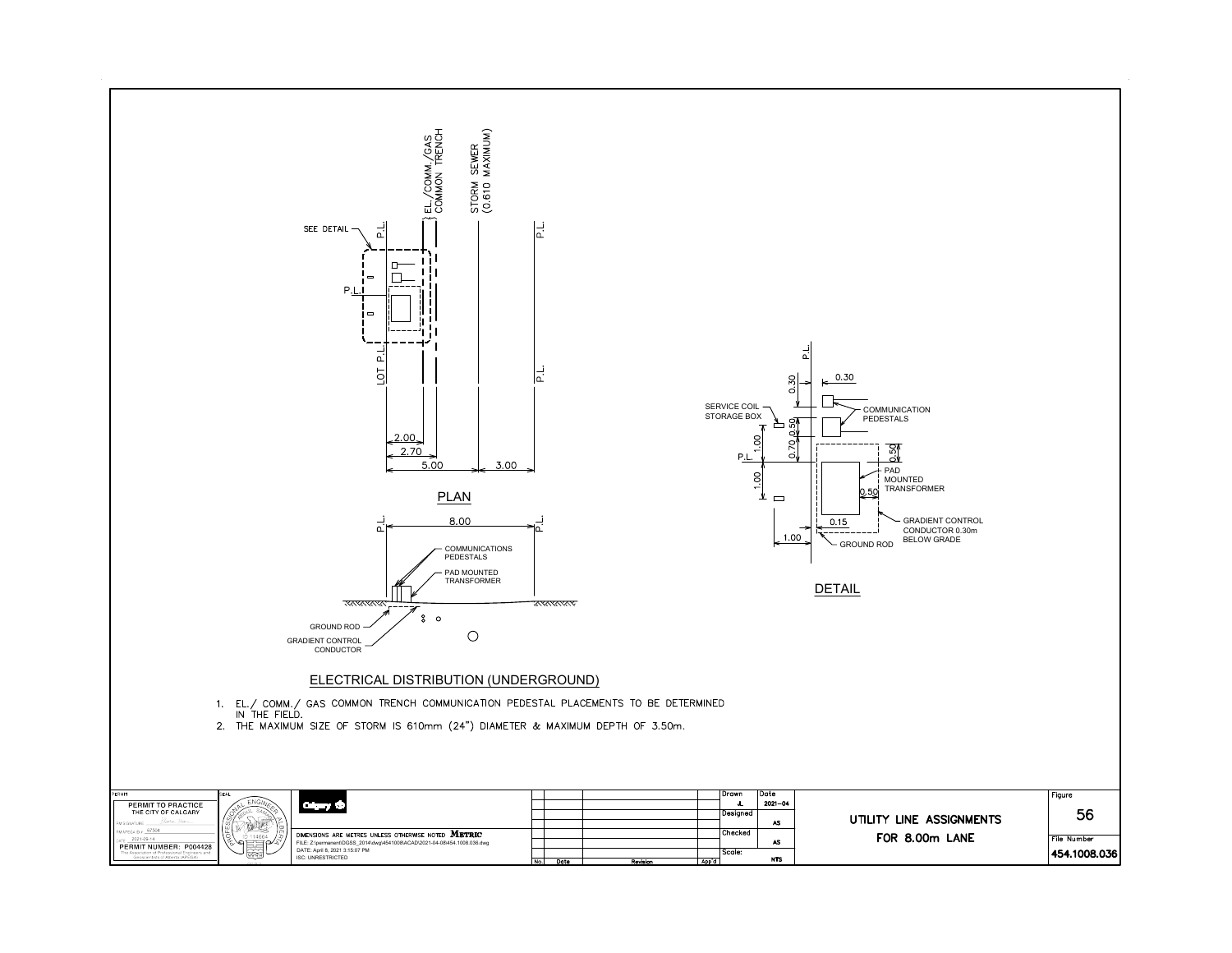SEE DETAIL

P.L.

EL./COMM./GAS COMMON TRENCH

STORM SEWER (0.610 MAXIMUM)

P.L.

LOT P.L.

P.L.

2.00

2.70

5.00

3.00

## PLAN

8.00

COMMUNICATIONS PEDESTALS

PAD MOUNTED TRANSFORMER

GROUND ROD

GRADIENT CONTROL CONDUCTOR

## ELECTRICAL DISTRIBUTION (UNDERGROUND)

P.L.

0.30

0.30

SERVICE COIL STORAGE BOX

COMMUNICATION PEDESTALS

1.00

0.50

0.70

0.50

P.L.

PAD MOUNTED TRANSFORMER

1.00

0.50

0.15

GRADIENT CONTROL CONDUCTOR 0.30m BELOW GRADE

1.00

GROUND ROD

## DETAIL

1. EL./ COMM./ GAS COMMON TRENCH COMMUNICATION PEDESTAL PLACEMENTS TO BE DETERMINED IN THE FIELD.
2. THE MAXIMUM SIZE OF STORM IS 610mm (24") DIAMETER & MAXIMUM DEPTH OF 3.50m.

PERMIT TO PRACTICE
THE CITY OF CALGARY
PERMIT NUMBER: P004428
The Association of Professional Engineers and Geoscientists of Alberta (APEGA)

DIMENSIONS ARE METRES UNLESS OTHERWISE NOTED **METRIC**
FILE: Z:\permanent\DGSS_2014\dwg\454100B\ACAD\2021-04-08\454.1008.036.dwg
DATE: April 8, 2021 3:15:07 PM
ISC: UNRESTRICTED

| No. | Date | Revision | App'd |
|---|---|---|---|

| Drawn | Date |
|---|---|
| JL | 2021-04 |
| Designed | AS |
| Checked | AS |
| Scale: | NTS |

**UTILITY LINE ASSIGNMENTS FOR 8.00m LANE**

Figure 56

File Number 454.1008.036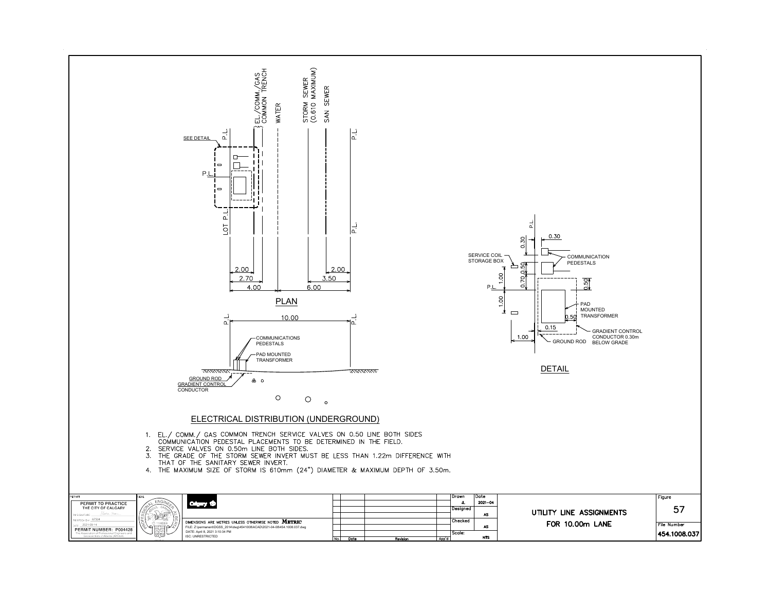EL./COMM./GAS COMMON TRENCH

WATER

STORM SEWER (0.610 MAXIMUM)

SAN SEWER

P.L.

SEE DETAIL

P.L.

LOT P.L.

P.L.

2.00

2.70

4.00

2.00

3.50

6.00

PLAN

P.L.

10.00

P.L.

COMMUNICATIONS PEDESTALS

PAD MOUNTED TRANSFORMER

GROUND ROD

GRADIENT CONTROL CONDUCTOR

P.L.

0.30

0.30

SERVICE COIL STORAGE BOX

COMMUNICATION PEDESTALS

1.00

0.70

0.50

0.50

P.L.

1.00

PAD MOUNTED TRANSFORMER

0.50

0.15

1.00

GROUND ROD

GRADIENT CONTROL CONDUCTOR 0.30m BELOW GRADE

DETAIL

## ELECTRICAL DISTRIBUTION (UNDERGROUND)

1. EL./ COMM./ GAS COMMON TRENCH SERVICE VALVES ON 0.50 LINE BOTH SIDES COMMUNICATION PEDESTAL PLACEMENTS TO BE DETERMINED IN THE FIELD.
2. SERVICE VALVES ON 0.50m LINE BOTH SIDES.
3. THE GRADE OF THE STORM SEWER INVERT MUST BE LESS THAN 1.22m DIFFERENCE WITH THAT OF THE SANITARY SEWER INVERT.
4. THE MAXIMUM SIZE OF STORM IS 610mm (24") DIAMETER & MAXIMUM DEPTH OF 3.50m.

PERMIT TO PRACTICE
THE CITY OF CALGARY

PERMIT NUMBER: P004428

The Association of Professional Engineers and Geoscientists of Alberta (APEGA)

DIMENSIONS ARE METRES UNLESS OTHERWISE NOTED METRIC

FILE: Z:\permanent\DGSS_2014\dwg\454100B\ACAD\2021-04-08\454.1008.037.dwg

DATE: April 8, 2021 3:10:34 PM

ISC: UNRESTRICTED

| No. | Date | Revision | App'd |
|---|---|---|---|

Drawn: JL | Date: 2021-04

Designed: AS

Checked: AS

Scale: NTS

UTILITY LINE ASSIGNMENTS FOR 10.00m LANE

Figure 57

File Number 454.1008.037